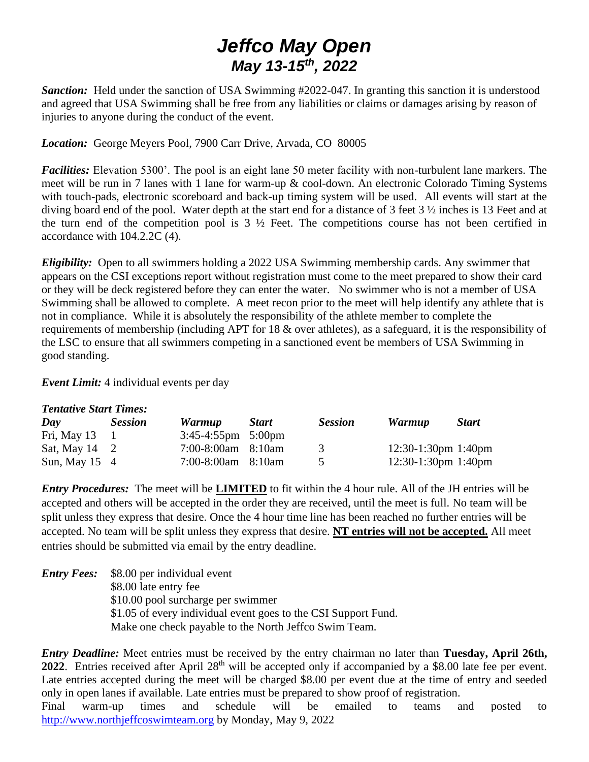# *Jeffco May Open*
## *May 13-15th, 2022*

***Sanction:*** Held under the sanction of USA Swimming #2022-047. In granting this sanction it is understood and agreed that USA Swimming shall be free from any liabilities or claims or damages arising by reason of injuries to anyone during the conduct of the event.

***Location:*** George Meyers Pool, 7900 Carr Drive, Arvada, CO 80005

***Facilities:*** Elevation 5300'. The pool is an eight lane 50 meter facility with non-turbulent lane markers. The meet will be run in 7 lanes with 1 lane for warm-up & cool-down. An electronic Colorado Timing Systems with touch-pads, electronic scoreboard and back-up timing system will be used. All events will start at the diving board end of the pool. Water depth at the start end for a distance of 3 feet 3 ½ inches is 13 Feet and at the turn end of the competition pool is 3 ½ Feet. The competitions course has not been certified in accordance with 104.2.2C (4).

***Eligibility:*** Open to all swimmers holding a 2022 USA Swimming membership cards. Any swimmer that appears on the CSI exceptions report without registration must come to the meet prepared to show their card or they will be deck registered before they can enter the water. No swimmer who is not a member of USA Swimming shall be allowed to complete. A meet recon prior to the meet will help identify any athlete that is not in compliance. While it is absolutely the responsibility of the athlete member to complete the requirements of membership (including APT for 18 & over athletes), as a safeguard, it is the responsibility of the LSC to ensure that all swimmers competing in a sanctioned event be members of USA Swimming in good standing.

***Event Limit:*** 4 individual events per day

***Tentative Start Times:***

| *Day* | *Session* | *Warmup* | *Start* | *Session* | *Warmup* | *Start* |
|---|---|---|---|---|---|---|
| Fri, May 13 | 1 | 3:45-4:55pm | 5:00pm | | | |
| Sat, May 14 | 2 | 7:00-8:00am | 8:10am | 3 | 12:30-1:30pm | 1:40pm |
| Sun, May 15 | 4 | 7:00-8:00am | 8:10am | 5 | 12:30-1:30pm | 1:40pm |

***Entry Procedures:*** The meet will be **LIMITED** to fit within the 4 hour rule. All of the JH entries will be accepted and others will be accepted in the order they are received, until the meet is full. No team will be split unless they express that desire. Once the 4 hour time line has been reached no further entries will be accepted. No team will be split unless they express that desire. **NT entries will not be accepted.** All meet entries should be submitted via email by the entry deadline.

***Entry Fees:*** $8.00 per individual event
$8.00 late entry fee
$10.00 pool surcharge per swimmer
$1.05 of every individual event goes to the CSI Support Fund.
Make one check payable to the North Jeffco Swim Team.

***Entry Deadline:*** Meet entries must be received by the entry chairman no later than **Tuesday, April 26th, 2022**. Entries received after April 28th will be accepted only if accompanied by a $8.00 late fee per event. Late entries accepted during the meet will be charged $8.00 per event due at the time of entry and seeded only in open lanes if available. Late entries must be prepared to show proof of registration.
Final warm-up times and schedule will be emailed to teams and posted to http://www.northjeffcoswimteam.org by Monday, May 9, 2022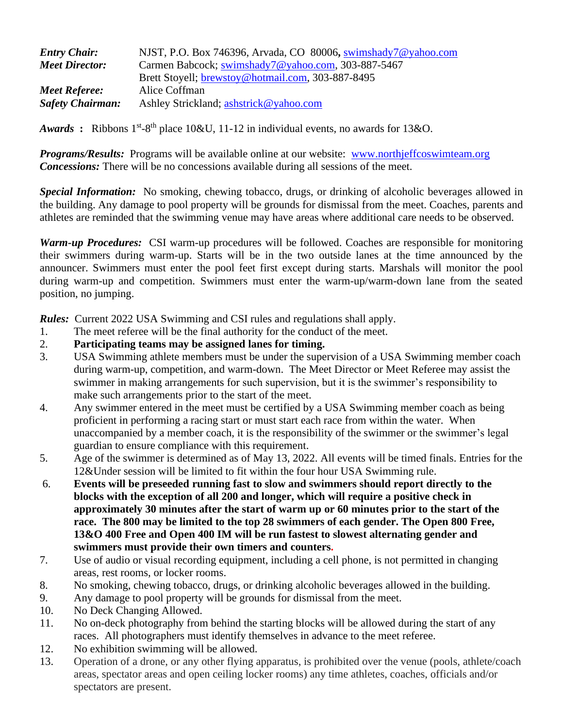***Entry Chair:*** NJST, P.O. Box 746396, Arvada, CO 80006, swimshady7@yahoo.com
***Meet Director:*** Carmen Babcock; swimshady7@yahoo.com, 303-887-5467
Brett Stoyell; brewstoy@hotmail.com, 303-887-8495
***Meet Referee:*** Alice Coffman
***Safety Chairman:*** Ashley Strickland; ashstrick@yahoo.com

***Awards*** **:** Ribbons 1st-8th place 10&U, 11-12 in individual events, no awards for 13&O.

***Programs/Results:*** Programs will be available online at our website: www.northjeffcoswimteam.org
***Concessions:*** There will be no concessions available during all sessions of the meet.

***Special Information:*** No smoking, chewing tobacco, drugs, or drinking of alcoholic beverages allowed in the building. Any damage to pool property will be grounds for dismissal from the meet. Coaches, parents and athletes are reminded that the swimming venue may have areas where additional care needs to be observed.

***Warm-up Procedures:*** CSI warm-up procedures will be followed. Coaches are responsible for monitoring their swimmers during warm-up. Starts will be in the two outside lanes at the time announced by the announcer. Swimmers must enter the pool feet first except during starts. Marshals will monitor the pool during warm-up and competition. Swimmers must enter the warm-up/warm-down lane from the seated position, no jumping.

***Rules:*** Current 2022 USA Swimming and CSI rules and regulations shall apply.

1. The meet referee will be the final authority for the conduct of the meet.
2. **Participating teams may be assigned lanes for timing.**
3. USA Swimming athlete members must be under the supervision of a USA Swimming member coach during warm-up, competition, and warm-down. The Meet Director or Meet Referee may assist the swimmer in making arrangements for such supervision, but it is the swimmer's responsibility to make such arrangements prior to the start of the meet.
4. Any swimmer entered in the meet must be certified by a USA Swimming member coach as being proficient in performing a racing start or must start each race from within the water. When unaccompanied by a member coach, it is the responsibility of the swimmer or the swimmer's legal guardian to ensure compliance with this requirement.
5. Age of the swimmer is determined as of May 13, 2022. All events will be timed finals. Entries for the 12&Under session will be limited to fit within the four hour USA Swimming rule.
6. **Events will be preseeded running fast to slow and swimmers should report directly to the blocks with the exception of all 200 and longer, which will require a positive check in approximately 30 minutes after the start of warm up or 60 minutes prior to the start of the race. The 800 may be limited to the top 28 swimmers of each gender. The Open 800 Free, 13&O 400 Free and Open 400 IM will be run fastest to slowest alternating gender and swimmers must provide their own timers and counters.**
7. Use of audio or visual recording equipment, including a cell phone, is not permitted in changing areas, rest rooms, or locker rooms.
8. No smoking, chewing tobacco, drugs, or drinking alcoholic beverages allowed in the building.
9. Any damage to pool property will be grounds for dismissal from the meet.
10. No Deck Changing Allowed.
11. No on-deck photography from behind the starting blocks will be allowed during the start of any races. All photographers must identify themselves in advance to the meet referee.
12. No exhibition swimming will be allowed.
13. Operation of a drone, or any other flying apparatus, is prohibited over the venue (pools, athlete/coach areas, spectator areas and open ceiling locker rooms) any time athletes, coaches, officials and/or spectators are present.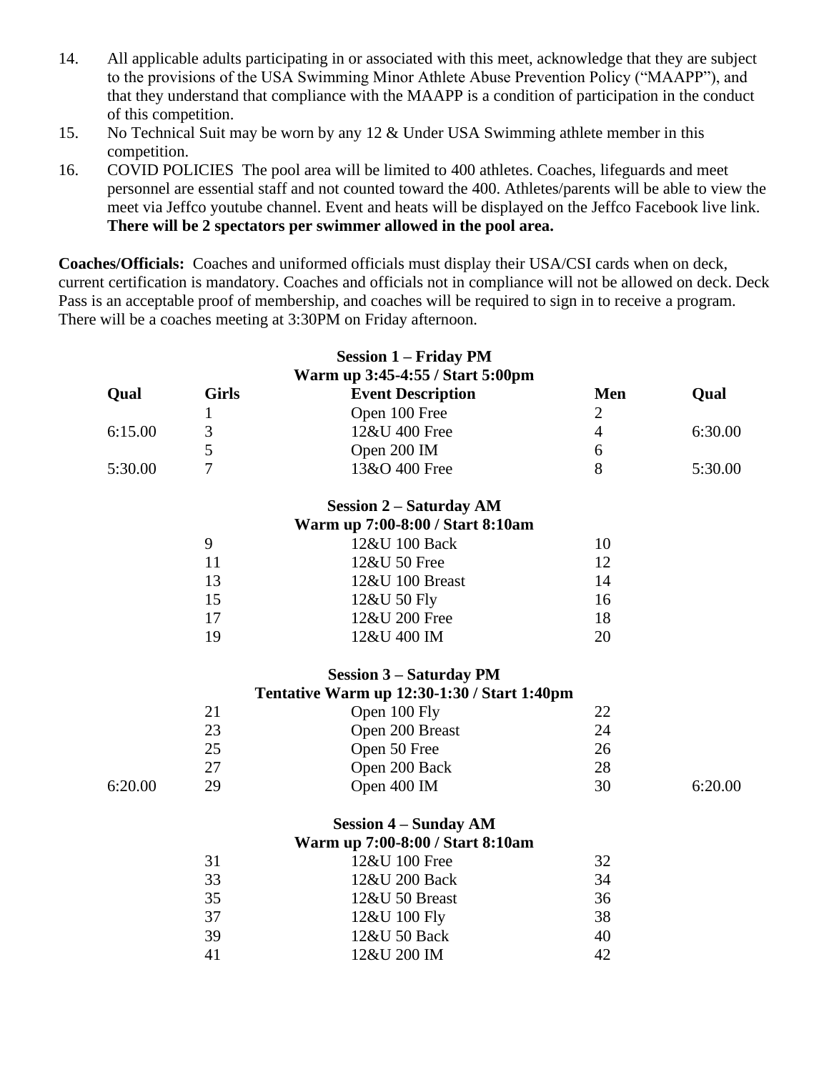14. All applicable adults participating in or associated with this meet, acknowledge that they are subject to the provisions of the USA Swimming Minor Athlete Abuse Prevention Policy ("MAAPP"), and that they understand that compliance with the MAAPP is a condition of participation in the conduct of this competition.
15. No Technical Suit may be worn by any 12 & Under USA Swimming athlete member in this competition.
16. COVID POLICIES The pool area will be limited to 400 athletes. Coaches, lifeguards and meet personnel are essential staff and not counted toward the 400. Athletes/parents will be able to view the meet via Jeffco youtube channel. Event and heats will be displayed on the Jeffco Facebook live link. **There will be 2 spectators per swimmer allowed in the pool area.**

**Coaches/Officials:** Coaches and uniformed officials must display their USA/CSI cards when on deck, current certification is mandatory. Coaches and officials not in compliance will not be allowed on deck. Deck Pass is an acceptable proof of membership, and coaches will be required to sign in to receive a program. There will be a coaches meeting at 3:30PM on Friday afternoon.

**Session 1 – Friday PM**
**Warm up 3:45-4:55 / Start 5:00pm**

| Qual | Girls | Event Description | Men | Qual |
|---|---|---|---|---|
| | 1 | Open 100 Free | 2 | |
| 6:15.00 | 3 | 12&U 400 Free | 4 | 6:30.00 |
| | 5 | Open 200 IM | 6 | |
| 5:30.00 | 7 | 13&O 400 Free | 8 | 5:30.00 |

**Session 2 – Saturday AM**
**Warm up 7:00-8:00 / Start 8:10am**

| Qual | Girls | Event Description | Men | Qual |
|---|---|---|---|---|
| | 9 | 12&U 100 Back | 10 | |
| | 11 | 12&U 50 Free | 12 | |
| | 13 | 12&U 100 Breast | 14 | |
| | 15 | 12&U 50 Fly | 16 | |
| | 17 | 12&U 200 Free | 18 | |
| | 19 | 12&U 400 IM | 20 | |

**Session 3 – Saturday PM**
**Tentative Warm up 12:30-1:30 / Start 1:40pm**

| Qual | Girls | Event Description | Men | Qual |
|---|---|---|---|---|
| | 21 | Open 100 Fly | 22 | |
| | 23 | Open 200 Breast | 24 | |
| | 25 | Open 50 Free | 26 | |
| | 27 | Open 200 Back | 28 | |
| 6:20.00 | 29 | Open 400 IM | 30 | 6:20.00 |

**Session 4 – Sunday AM**
**Warm up 7:00-8:00 / Start 8:10am**

| Qual | Girls | Event Description | Men | Qual |
|---|---|---|---|---|
| | 31 | 12&U 100 Free | 32 | |
| | 33 | 12&U 200 Back | 34 | |
| | 35 | 12&U 50 Breast | 36 | |
| | 37 | 12&U 100 Fly | 38 | |
| | 39 | 12&U 50 Back | 40 | |
| | 41 | 12&U 200 IM | 42 | |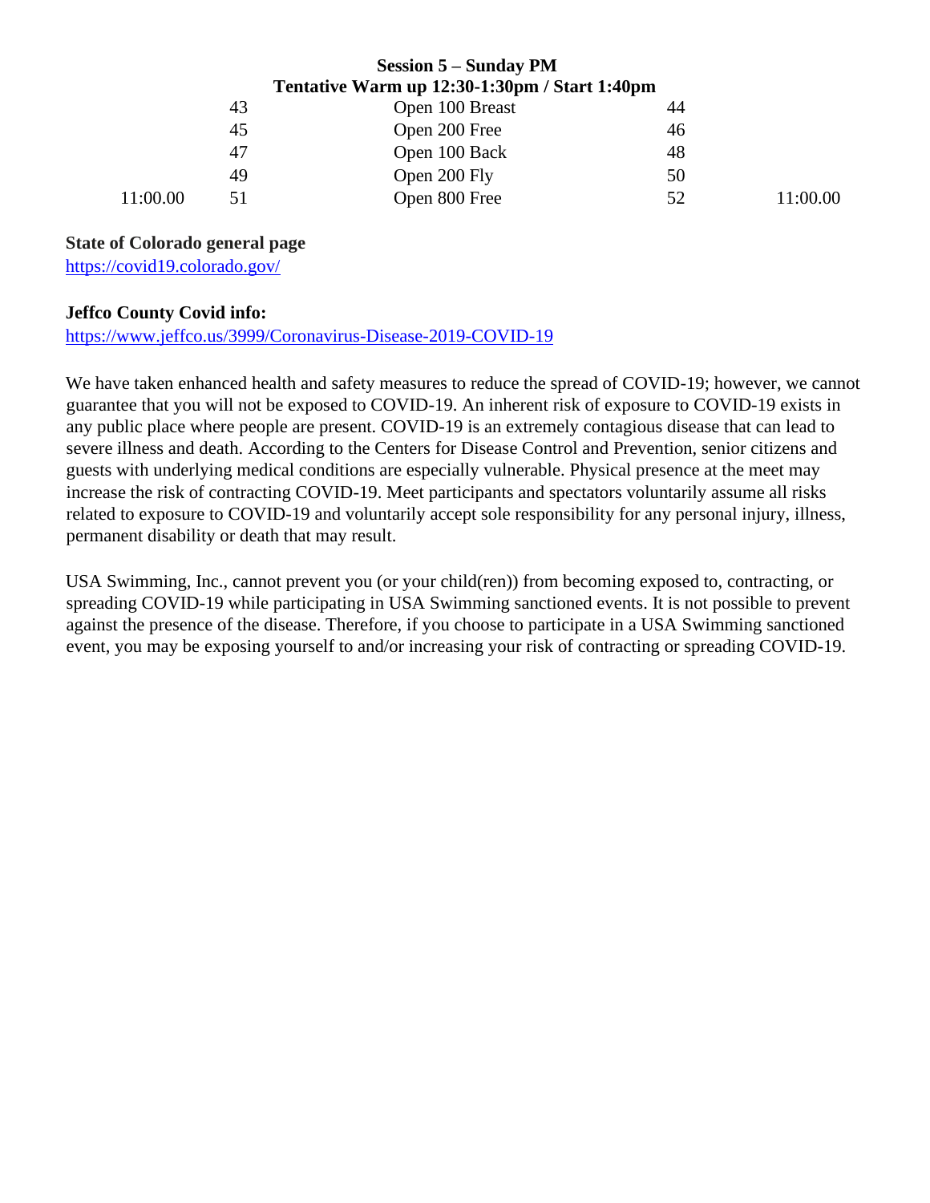**Session 5 – Sunday PM**
**Tentative Warm up 12:30-1:30pm / Start 1:40pm**

| | | | | |
|---|---|---|---|---|
| | 43 | Open 100 Breast | 44 | |
| | 45 | Open 200 Free | 46 | |
| | 47 | Open 100 Back | 48 | |
| | 49 | Open 200 Fly | 50 | |
| 11:00.00 | 51 | Open 800 Free | 52 | 11:00.00 |

**State of Colorado general page**
https://covid19.colorado.gov/

**Jeffco County Covid info:**
https://www.jeffco.us/3999/Coronavirus-Disease-2019-COVID-19

We have taken enhanced health and safety measures to reduce the spread of COVID-19; however, we cannot guarantee that you will not be exposed to COVID-19. An inherent risk of exposure to COVID-19 exists in any public place where people are present. COVID-19 is an extremely contagious disease that can lead to severe illness and death. According to the Centers for Disease Control and Prevention, senior citizens and guests with underlying medical conditions are especially vulnerable. Physical presence at the meet may increase the risk of contracting COVID-19. Meet participants and spectators voluntarily assume all risks related to exposure to COVID-19 and voluntarily accept sole responsibility for any personal injury, illness, permanent disability or death that may result.

USA Swimming, Inc., cannot prevent you (or your child(ren)) from becoming exposed to, contracting, or spreading COVID-19 while participating in USA Swimming sanctioned events. It is not possible to prevent against the presence of the disease. Therefore, if you choose to participate in a USA Swimming sanctioned event, you may be exposing yourself to and/or increasing your risk of contracting or spreading COVID-19.